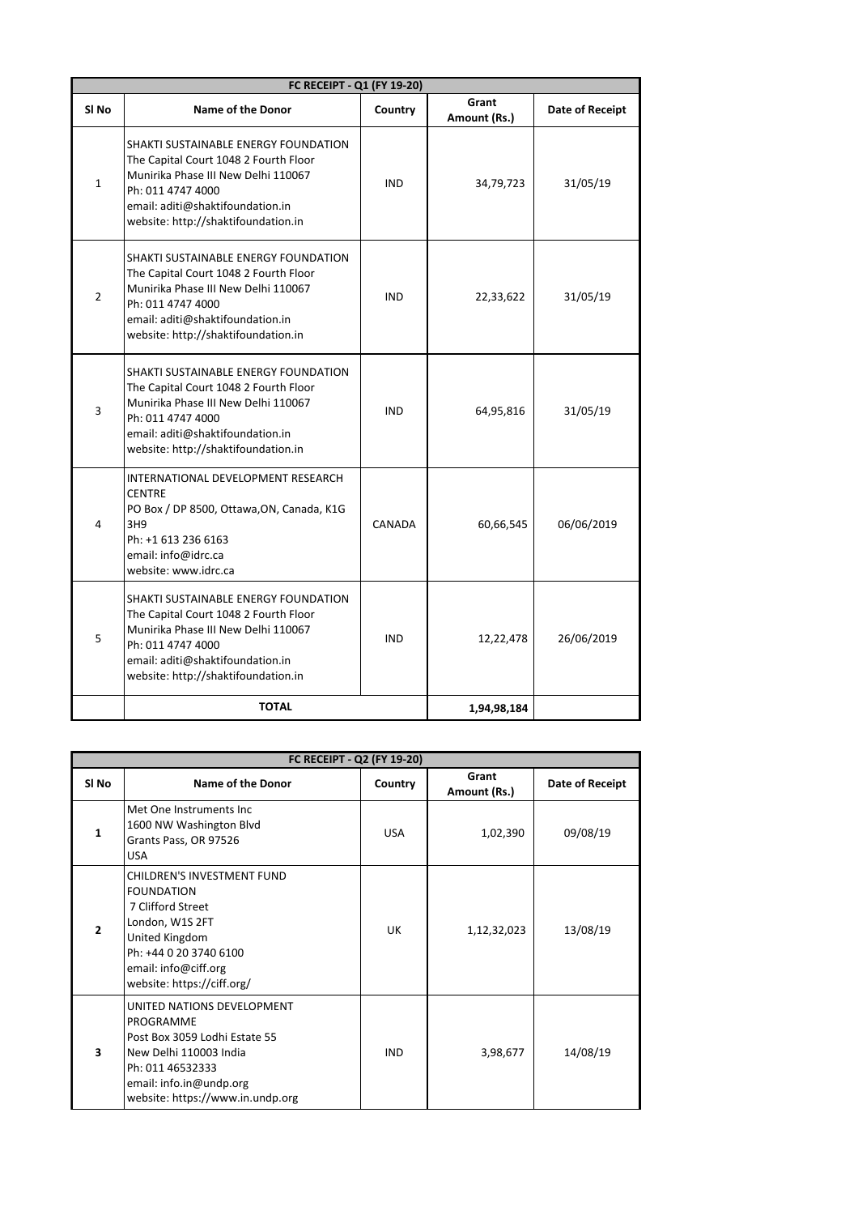| FC RECEIPT - Q1 (FY 19-20) | | | | |
|---|---|---|---|---|
| Sl No | Name of the Donor | Country | Grant Amount (Rs.) | Date of Receipt |
| 1 | SHAKTI SUSTAINABLE ENERGY FOUNDATION<br>The Capital Court 1048 2 Fourth Floor<br>Munirika Phase III New Delhi 110067<br>Ph: 011 4747 4000<br>email: aditi@shaktifoundation.in<br>website: http://shaktifoundation.in | IND | 34,79,723 | 31/05/19 |
| 2 | SHAKTI SUSTAINABLE ENERGY FOUNDATION<br>The Capital Court 1048 2 Fourth Floor<br>Munirika Phase III New Delhi 110067<br>Ph: 011 4747 4000<br>email: aditi@shaktifoundation.in<br>website: http://shaktifoundation.in | IND | 22,33,622 | 31/05/19 |
| 3 | SHAKTI SUSTAINABLE ENERGY FOUNDATION<br>The Capital Court 1048 2 Fourth Floor<br>Munirika Phase III New Delhi 110067<br>Ph: 011 4747 4000<br>email: aditi@shaktifoundation.in<br>website: http://shaktifoundation.in | IND | 64,95,816 | 31/05/19 |
| 4 | INTERNATIONAL DEVELOPMENT RESEARCH CENTRE<br>PO Box / DP 8500, Ottawa,ON, Canada, K1G 3H9<br>Ph: +1 613 236 6163<br>email: info@idrc.ca<br>website: www.idrc.ca | CANADA | 60,66,545 | 06/06/2019 |
| 5 | SHAKTI SUSTAINABLE ENERGY FOUNDATION<br>The Capital Court 1048 2 Fourth Floor<br>Munirika Phase III New Delhi 110067<br>Ph: 011 4747 4000<br>email: aditi@shaktifoundation.in<br>website: http://shaktifoundation.in | IND | 12,22,478 | 26/06/2019 |
| | **TOTAL** | | **1,94,98,184** | |

| FC RECEIPT - Q2 (FY 19-20) | | | | |
|---|---|---|---|---|
| Sl No | Name of the Donor | Country | Grant Amount (Rs.) | Date of Receipt |
| **1** | Met One Instruments Inc<br>1600 NW Washington Blvd<br>Grants Pass, OR 97526<br>USA | USA | 1,02,390 | 09/08/19 |
| **2** | CHILDREN'S INVESTMENT FUND FOUNDATION<br>7 Clifford Street<br>London, W1S 2FT<br>United Kingdom<br>Ph: +44 0 20 3740 6100<br>email: info@ciff.org<br>website: https://ciff.org/ | UK | 1,12,32,023 | 13/08/19 |
| **3** | UNITED NATIONS DEVELOPMENT PROGRAMME<br>Post Box 3059 Lodhi Estate 55<br>New Delhi 110003 India<br>Ph: 011 46532333<br>email: info.in@undp.org<br>website: https://www.in.undp.org | IND | 3,98,677 | 14/08/19 |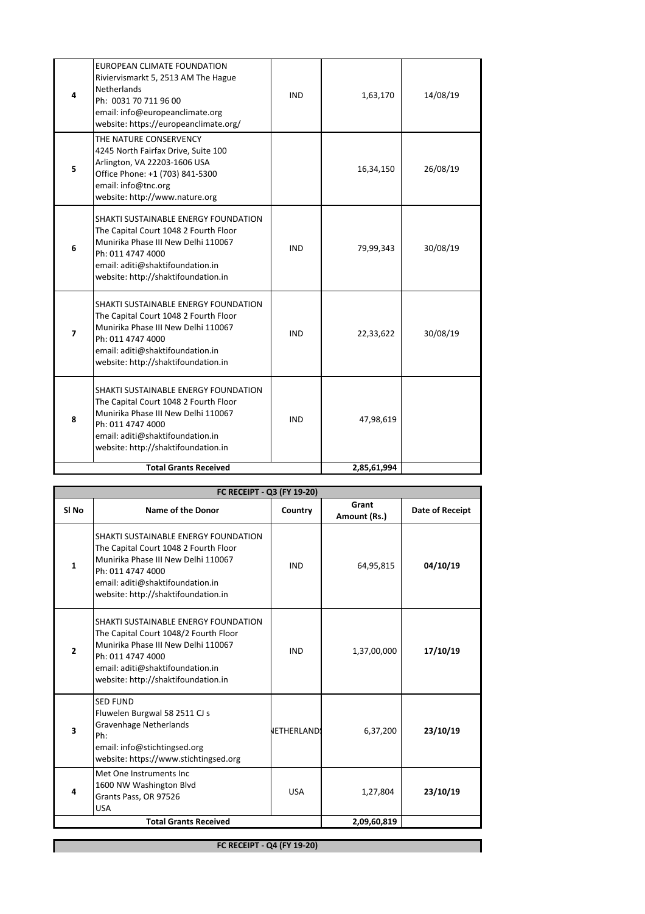| | | | | |
|---|---|---|---|---|
| 4 | EUROPEAN CLIMATE FOUNDATION<br>Riviervismarkt 5, 2513 AM The Hague<br>Netherlands<br>Ph: 0031 70 711 96 00<br>email: info@europeanclimate.org<br>website: https://europeanclimate.org/ | IND | 1,63,170 | 14/08/19 |
| 5 | THE NATURE CONSERVENCY<br>4245 North Fairfax Drive, Suite 100<br>Arlington, VA 22203-1606 USA<br>Office Phone: +1 (703) 841-5300<br>email: info@tnc.org<br>website: http://www.nature.org | | 16,34,150 | 26/08/19 |
| 6 | SHAKTI SUSTAINABLE ENERGY FOUNDATION<br>The Capital Court 1048 2 Fourth Floor<br>Munirika Phase III New Delhi 110067<br>Ph: 011 4747 4000<br>email: aditi@shaktifoundation.in<br>website: http://shaktifoundation.in | IND | 79,99,343 | 30/08/19 |
| 7 | SHAKTI SUSTAINABLE ENERGY FOUNDATION<br>The Capital Court 1048 2 Fourth Floor<br>Munirika Phase III New Delhi 110067<br>Ph: 011 4747 4000<br>email: aditi@shaktifoundation.in<br>website: http://shaktifoundation.in | IND | 22,33,622 | 30/08/19 |
| 8 | SHAKTI SUSTAINABLE ENERGY FOUNDATION<br>The Capital Court 1048 2 Fourth Floor<br>Munirika Phase III New Delhi 110067<br>Ph: 011 4747 4000<br>email: aditi@shaktifoundation.in<br>website: http://shaktifoundation.in | IND | 47,98,619 | |
| | **Total Grants Received** | | **2,85,61,994** | |

**FC RECEIPT - Q3 (FY 19-20)**

| Sl No | Name of the Donor | Country | Grant Amount (Rs.) | Date of Receipt |
|---|---|---|---|---|
| 1 | SHAKTI SUSTAINABLE ENERGY FOUNDATION<br>The Capital Court 1048 2 Fourth Floor<br>Munirika Phase III New Delhi 110067<br>Ph: 011 4747 4000<br>email: aditi@shaktifoundation.in<br>website: http://shaktifoundation.in | IND | 64,95,815 | **04/10/19** |
| 2 | SHAKTI SUSTAINABLE ENERGY FOUNDATION<br>The Capital Court 1048/2 Fourth Floor<br>Munirika Phase III New Delhi 110067<br>Ph: 011 4747 4000<br>email: aditi@shaktifoundation.in<br>website: http://shaktifoundation.in | IND | 1,37,00,000 | **17/10/19** |
| 3 | SED FUND<br>Fluwelen Burgwal 58 2511 CJ s<br>Gravenhage Netherlands<br>Ph:<br>email: info@stichtingsed.org<br>website: https://www.stichtingsed.org | NETHERLANDS | 6,37,200 | **23/10/19** |
| 4 | Met One Instruments Inc<br>1600 NW Washington Blvd<br>Grants Pass, OR 97526<br>USA | USA | 1,27,804 | **23/10/19** |
| | **Total Grants Received** | | **2,09,60,819** | |

**FC RECEIPT - Q4 (FY 19-20)**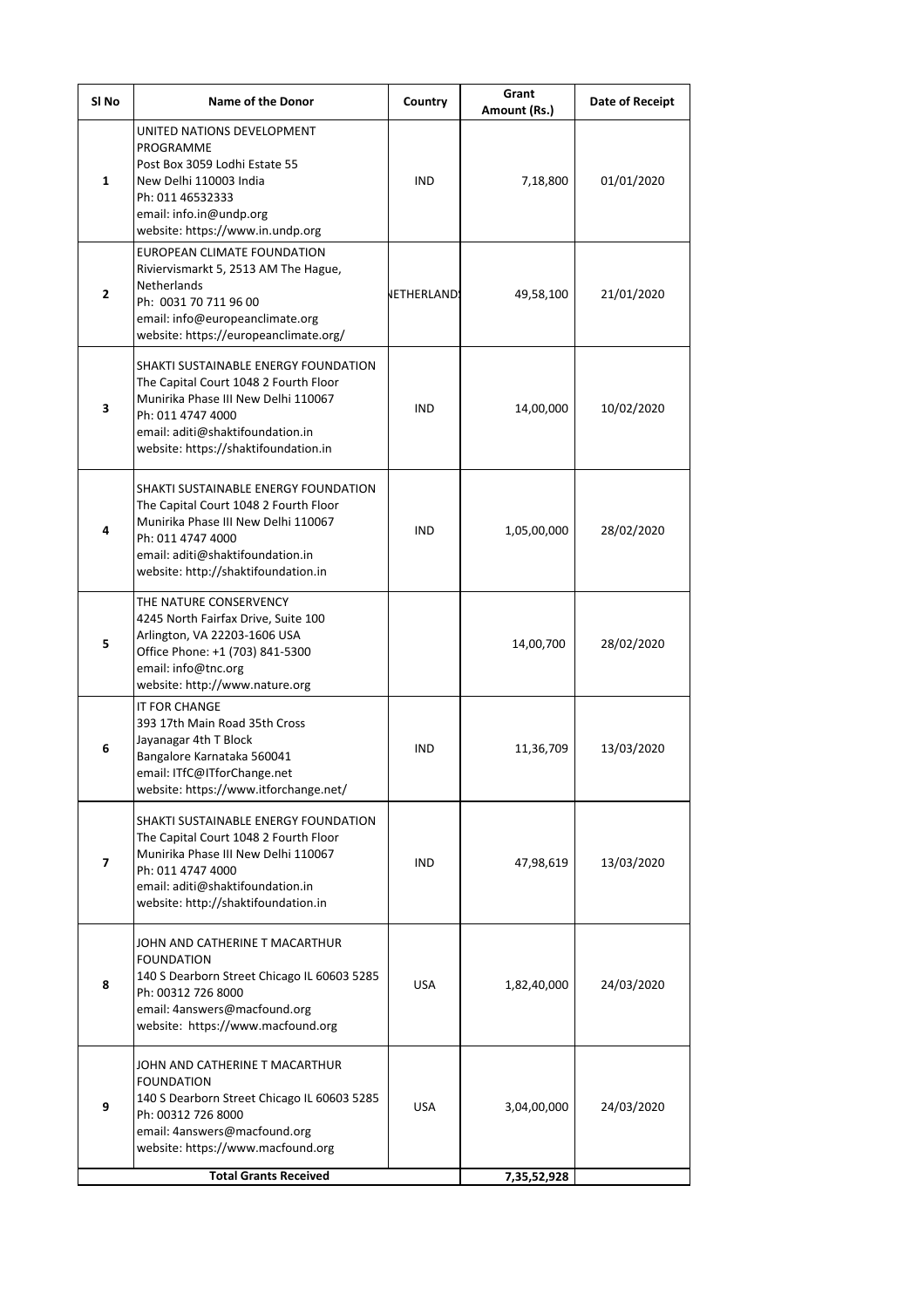| Sl No | Name of the Donor | Country | Grant Amount (Rs.) | Date of Receipt |
|---|---|---|---|---|
| 1 | UNITED NATIONS DEVELOPMENT PROGRAMME<br>Post Box 3059 Lodhi Estate 55<br>New Delhi 110003 India<br>Ph: 011 46532333<br>email: info.in@undp.org<br>website: https://www.in.undp.org | IND | 7,18,800 | 01/01/2020 |
| 2 | EUROPEAN CLIMATE FOUNDATION<br>Riviervismarkt 5, 2513 AM The Hague, Netherlands<br>Ph: 0031 70 711 96 00<br>email: info@europeanclimate.org<br>website: https://europeanclimate.org/ | NETHERLANDS | 49,58,100 | 21/01/2020 |
| 3 | SHAKTI SUSTAINABLE ENERGY FOUNDATION<br>The Capital Court 1048 2 Fourth Floor<br>Munirika Phase III New Delhi 110067<br>Ph: 011 4747 4000<br>email: aditi@shaktifoundation.in<br>website: https://shaktifoundation.in | IND | 14,00,000 | 10/02/2020 |
| 4 | SHAKTI SUSTAINABLE ENERGY FOUNDATION<br>The Capital Court 1048 2 Fourth Floor<br>Munirika Phase III New Delhi 110067<br>Ph: 011 4747 4000<br>email: aditi@shaktifoundation.in<br>website: http://shaktifoundation.in | IND | 1,05,00,000 | 28/02/2020 |
| 5 | THE NATURE CONSERVENCY<br>4245 North Fairfax Drive, Suite 100<br>Arlington, VA 22203-1606 USA<br>Office Phone: +1 (703) 841-5300<br>email: info@tnc.org<br>website: http://www.nature.org | | 14,00,700 | 28/02/2020 |
| 6 | IT FOR CHANGE<br>393 17th Main Road 35th Cross<br>Jayanagar 4th T Block<br>Bangalore Karnataka 560041<br>email: ITfC@ITforChange.net<br>website: https://www.itforchange.net/ | IND | 11,36,709 | 13/03/2020 |
| 7 | SHAKTI SUSTAINABLE ENERGY FOUNDATION<br>The Capital Court 1048 2 Fourth Floor<br>Munirika Phase III New Delhi 110067<br>Ph: 011 4747 4000<br>email: aditi@shaktifoundation.in<br>website: http://shaktifoundation.in | IND | 47,98,619 | 13/03/2020 |
| 8 | JOHN AND CATHERINE T MACARTHUR FOUNDATION<br>140 S Dearborn Street Chicago IL 60603 5285<br>Ph: 00312 726 8000<br>email: 4answers@macfound.org<br>website: https://www.macfound.org | USA | 1,82,40,000 | 24/03/2020 |
| 9 | JOHN AND CATHERINE T MACARTHUR FOUNDATION<br>140 S Dearborn Street Chicago IL 60603 5285<br>Ph: 00312 726 8000<br>email: 4answers@macfound.org<br>website: https://www.macfound.org | USA | 3,04,00,000 | 24/03/2020 |
| **Total Grants Received** | | | **7,35,52,928** | |